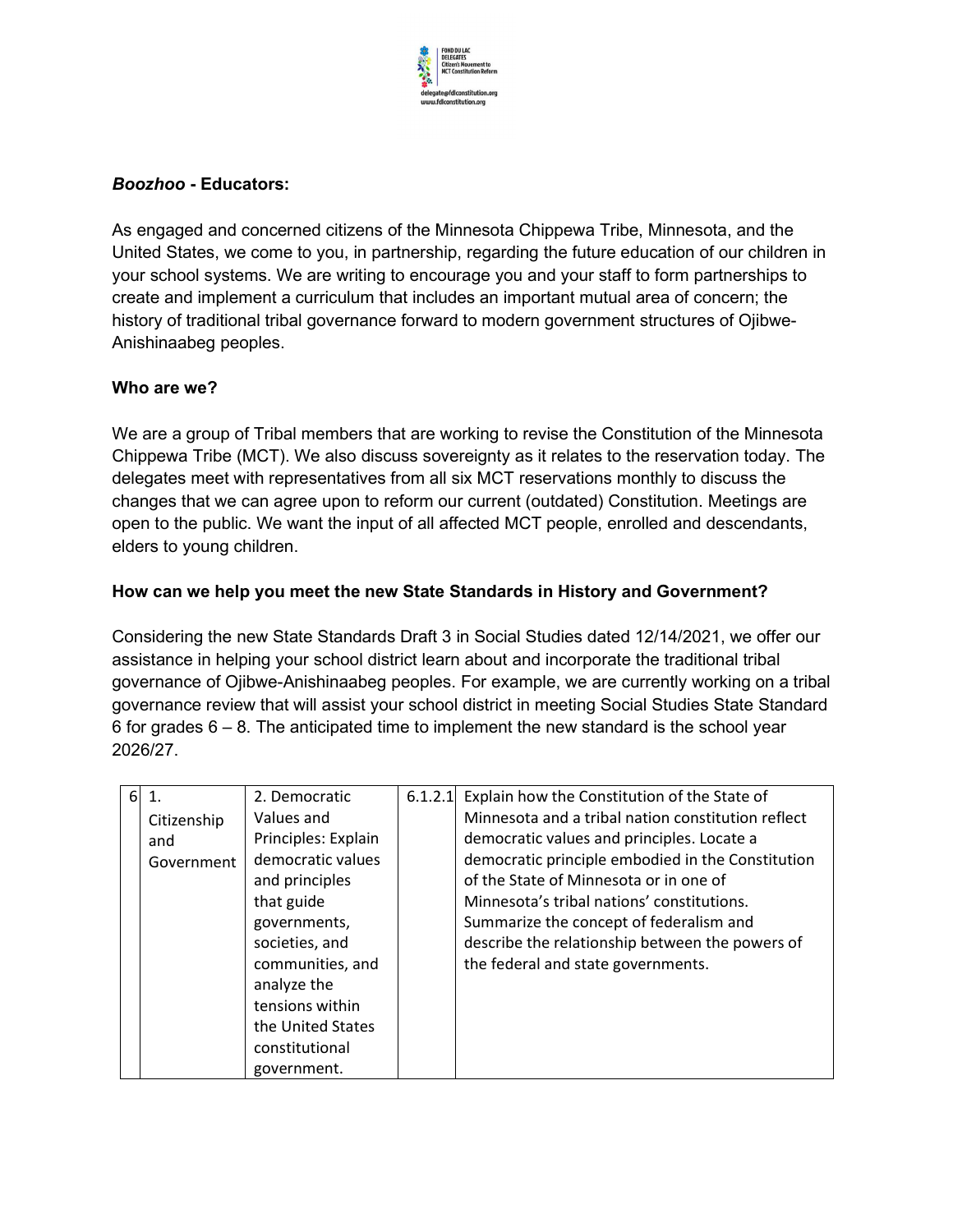FOND DU LAC DELEGATES
Citizen's Movement to MCT Constitution Reform
delegate@fdlconstitution.org
www.fdlconstitution.org

***Boozhoo* - Educators:**

As engaged and concerned citizens of the Minnesota Chippewa Tribe, Minnesota, and the United States, we come to you, in partnership, regarding the future education of our children in your school systems. We are writing to encourage you and your staff to form partnerships to create and implement a curriculum that includes an important mutual area of concern; the history of traditional tribal governance forward to modern government structures of Ojibwe-Anishinaabeg peoples.

**Who are we?**

We are a group of Tribal members that are working to revise the Constitution of the Minnesota Chippewa Tribe (MCT). We also discuss sovereignty as it relates to the reservation today. The delegates meet with representatives from all six MCT reservations monthly to discuss the changes that we can agree upon to reform our current (outdated) Constitution. Meetings are open to the public. We want the input of all affected MCT people, enrolled and descendants, elders to young children.

**How can we help you meet the new State Standards in History and Government?**

Considering the new State Standards Draft 3 in Social Studies dated 12/14/2021, we offer our assistance in helping your school district learn about and incorporate the traditional tribal governance of Ojibwe-Anishinaabeg peoples. For example, we are currently working on a tribal governance review that will assist your school district in meeting Social Studies State Standard 6 for grades 6 – 8. The anticipated time to implement the new standard is the school year 2026/27.

| | | | | |
|---|---|---|---|---|
| 6 | 1. Citizenship and Government | 2. Democratic Values and Principles: Explain democratic values and principles that guide governments, societies, and communities, and analyze the tensions within the United States constitutional government. | 6.1.2.1 | Explain how the Constitution of the State of Minnesota and a tribal nation constitution reflect democratic values and principles. Locate a democratic principle embodied in the Constitution of the State of Minnesota or in one of Minnesota's tribal nations' constitutions. Summarize the concept of federalism and describe the relationship between the powers of the federal and state governments. |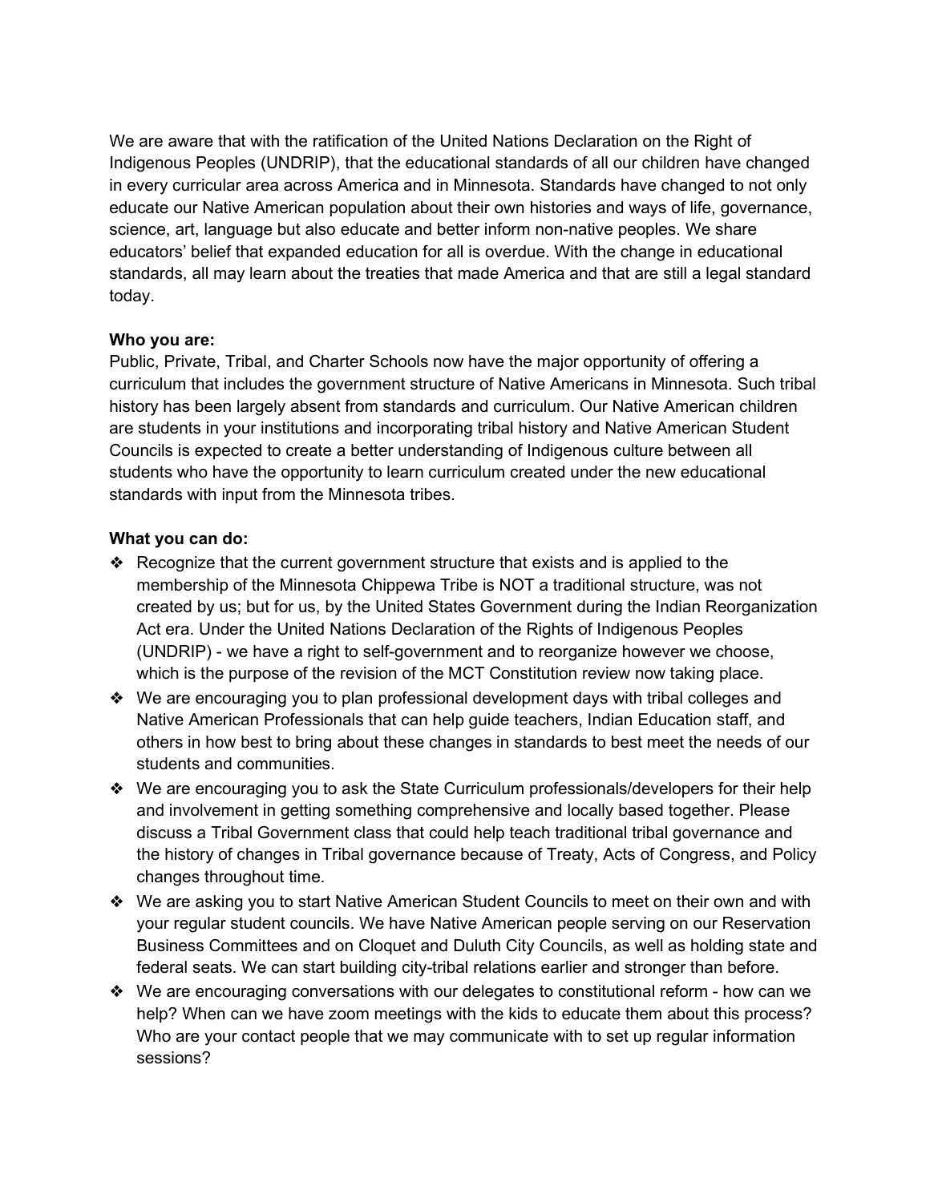We are aware that with the ratification of the United Nations Declaration on the Right of Indigenous Peoples (UNDRIP), that the educational standards of all our children have changed in every curricular area across America and in Minnesota. Standards have changed to not only educate our Native American population about their own histories and ways of life, governance, science, art, language but also educate and better inform non-native peoples. We share educators' belief that expanded education for all is overdue. With the change in educational standards, all may learn about the treaties that made America and that are still a legal standard today.

**Who you are:**
Public, Private, Tribal, and Charter Schools now have the major opportunity of offering a curriculum that includes the government structure of Native Americans in Minnesota. Such tribal history has been largely absent from standards and curriculum. Our Native American children are students in your institutions and incorporating tribal history and Native American Student Councils is expected to create a better understanding of Indigenous culture between all students who have the opportunity to learn curriculum created under the new educational standards with input from the Minnesota tribes.

**What you can do:**

- Recognize that the current government structure that exists and is applied to the membership of the Minnesota Chippewa Tribe is NOT a traditional structure, was not created by us; but for us, by the United States Government during the Indian Reorganization Act era. Under the United Nations Declaration of the Rights of Indigenous Peoples (UNDRIP) - we have a right to self-government and to reorganize however we choose, which is the purpose of the revision of the MCT Constitution review now taking place.
- We are encouraging you to plan professional development days with tribal colleges and Native American Professionals that can help guide teachers, Indian Education staff, and others in how best to bring about these changes in standards to best meet the needs of our students and communities.
- We are encouraging you to ask the State Curriculum professionals/developers for their help and involvement in getting something comprehensive and locally based together. Please discuss a Tribal Government class that could help teach traditional tribal governance and the history of changes in Tribal governance because of Treaty, Acts of Congress, and Policy changes throughout time.
- We are asking you to start Native American Student Councils to meet on their own and with your regular student councils. We have Native American people serving on our Reservation Business Committees and on Cloquet and Duluth City Councils, as well as holding state and federal seats. We can start building city-tribal relations earlier and stronger than before.
- We are encouraging conversations with our delegates to constitutional reform - how can we help? When can we have zoom meetings with the kids to educate them about this process? Who are your contact people that we may communicate with to set up regular information sessions?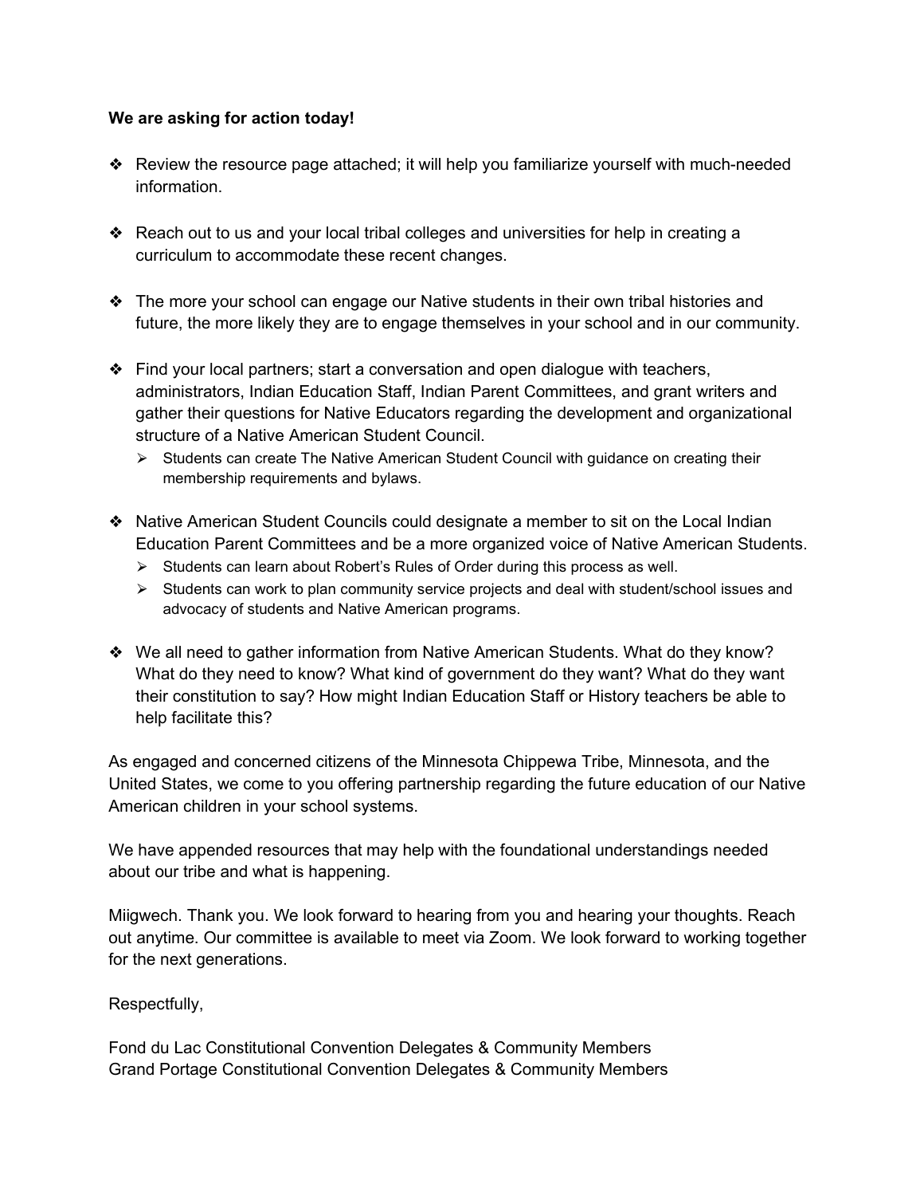**We are asking for action today!**

- Review the resource page attached; it will help you familiarize yourself with much-needed information.

- Reach out to us and your local tribal colleges and universities for help in creating a curriculum to accommodate these recent changes.

- The more your school can engage our Native students in their own tribal histories and future, the more likely they are to engage themselves in your school and in our community.

- Find your local partners; start a conversation and open dialogue with teachers, administrators, Indian Education Staff, Indian Parent Committees, and grant writers and gather their questions for Native Educators regarding the development and organizational structure of a Native American Student Council.
  - Students can create The Native American Student Council with guidance on creating their membership requirements and bylaws.

- Native American Student Councils could designate a member to sit on the Local Indian Education Parent Committees and be a more organized voice of Native American Students.
  - Students can learn about Robert's Rules of Order during this process as well.
  - Students can work to plan community service projects and deal with student/school issues and advocacy of students and Native American programs.

- We all need to gather information from Native American Students. What do they know? What do they need to know? What kind of government do they want? What do they want their constitution to say? How might Indian Education Staff or History teachers be able to help facilitate this?

As engaged and concerned citizens of the Minnesota Chippewa Tribe, Minnesota, and the United States, we come to you offering partnership regarding the future education of our Native American children in your school systems.

We have appended resources that may help with the foundational understandings needed about our tribe and what is happening.

Miigwech. Thank you. We look forward to hearing from you and hearing your thoughts. Reach out anytime. Our committee is available to meet via Zoom. We look forward to working together for the next generations.

Respectfully,

Fond du Lac Constitutional Convention Delegates & Community Members
Grand Portage Constitutional Convention Delegates & Community Members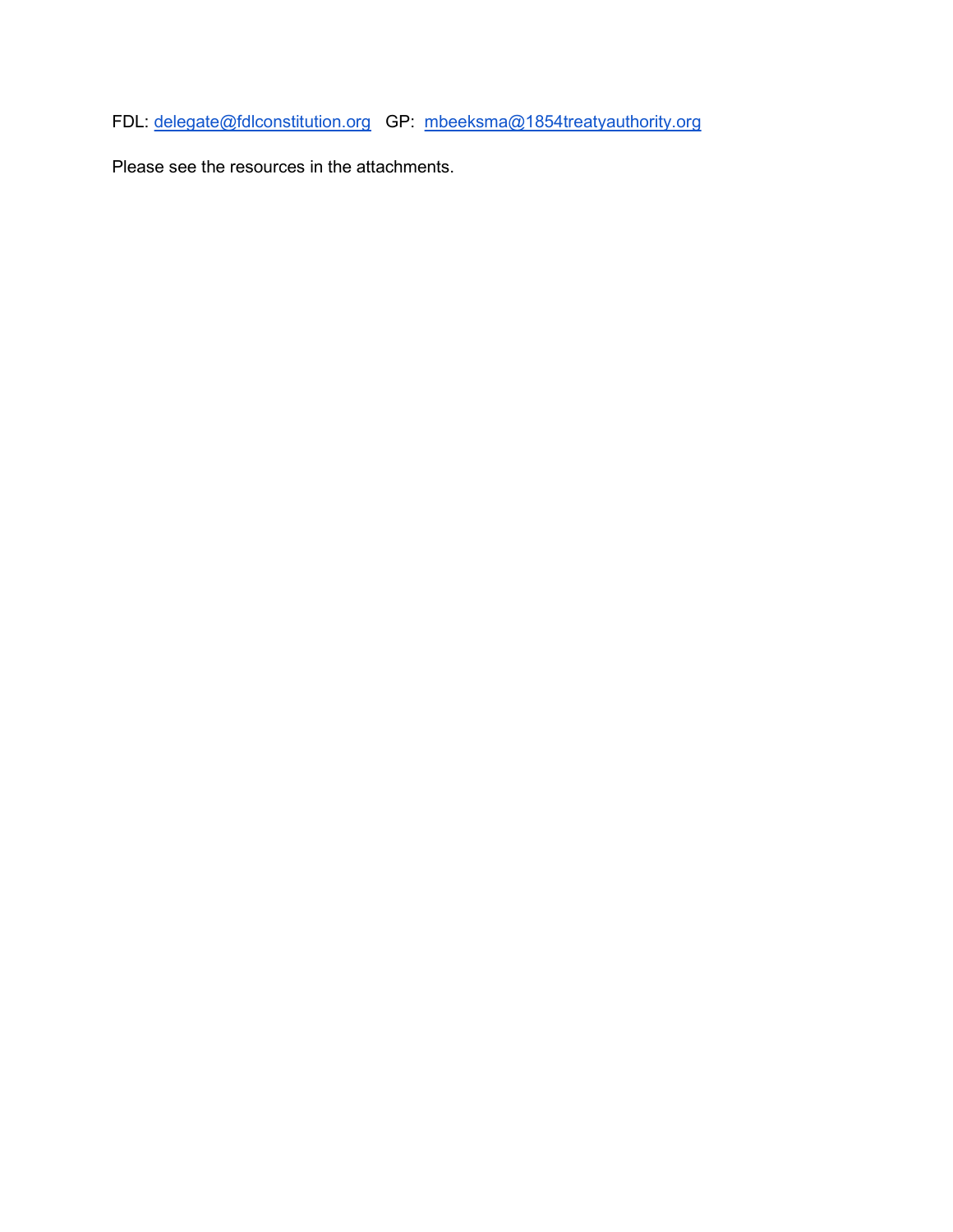FDL: delegate@fdlconstitution.org   GP: mbeeksma@1854treatyauthority.org

Please see the resources in the attachments.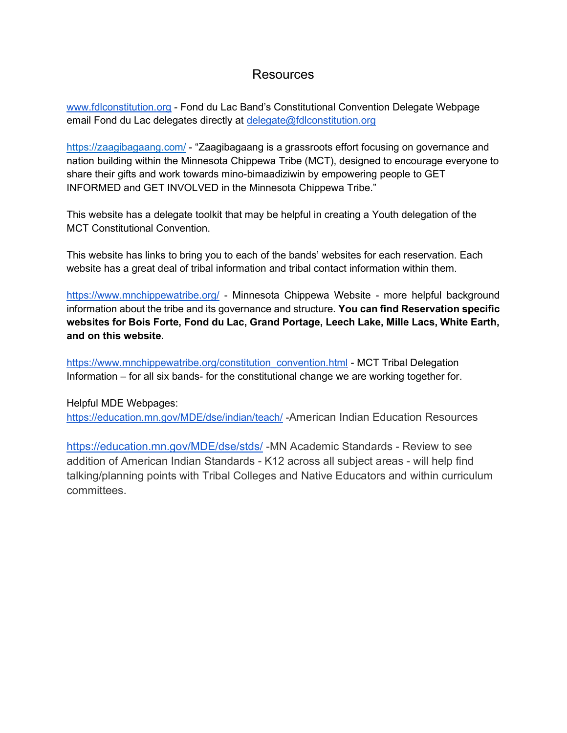# Resources

[www.fdlconstitution.org](www.fdlconstitution.org) - Fond du Lac Band's Constitutional Convention Delegate Webpage email Fond du Lac delegates directly at [delegate@fdlconstitution.org](mailto:delegate@fdlconstitution.org)

[https://zaagibagaang.com/](https://zaagibagaang.com/) - "Zaagibagaang is a grassroots effort focusing on governance and nation building within the Minnesota Chippewa Tribe (MCT), designed to encourage everyone to share their gifts and work towards mino-bimaadiziwin by empowering people to GET INFORMED and GET INVOLVED in the Minnesota Chippewa Tribe."

This website has a delegate toolkit that may be helpful in creating a Youth delegation of the MCT Constitutional Convention.

This website has links to bring you to each of the bands' websites for each reservation. Each website has a great deal of tribal information and tribal contact information within them.

[https://www.mnchippewatribe.org/](https://www.mnchippewatribe.org/) - Minnesota Chippewa Website - more helpful background information about the tribe and its governance and structure. **You can find Reservation specific websites for Bois Forte, Fond du Lac, Grand Portage, Leech Lake, Mille Lacs, White Earth, and on this website.**

[https://www.mnchippewatribe.org/constitution_convention.html](https://www.mnchippewatribe.org/constitution_convention.html) - MCT Tribal Delegation Information – for all six bands- for the constitutional change we are working together for.

Helpful MDE Webpages:
[https://education.mn.gov/MDE/dse/indian/teach/](https://education.mn.gov/MDE/dse/indian/teach/) -American Indian Education Resources

[https://education.mn.gov/MDE/dse/stds/](https://education.mn.gov/MDE/dse/stds/) -MN Academic Standards - Review to see addition of American Indian Standards - K12 across all subject areas - will help find talking/planning points with Tribal Colleges and Native Educators and within curriculum committees.